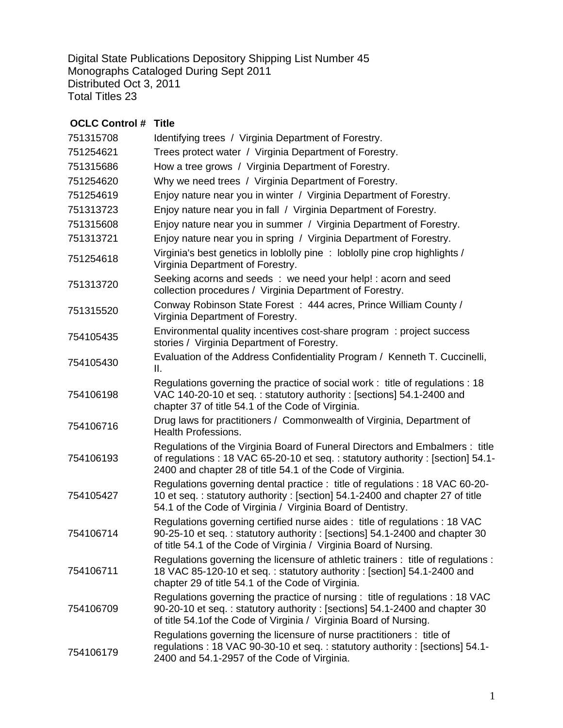Digital State Publications Depository Shipping List Number 45
Monographs Cataloged During Sept 2011
Distributed Oct 3, 2011
Total Titles 23

| OCLC Control # | Title |
|---|---|
| 751315708 | Identifying trees / Virginia Department of Forestry. |
| 751254621 | Trees protect water / Virginia Department of Forestry. |
| 751315686 | How a tree grows / Virginia Department of Forestry. |
| 751254620 | Why we need trees / Virginia Department of Forestry. |
| 751254619 | Enjoy nature near you in winter / Virginia Department of Forestry. |
| 751313723 | Enjoy nature near you in fall / Virginia Department of Forestry. |
| 751315608 | Enjoy nature near you in summer / Virginia Department of Forestry. |
| 751313721 | Enjoy nature near you in spring / Virginia Department of Forestry. |
| 751254618 | Virginia's best genetics in loblolly pine : loblolly pine crop highlights / Virginia Department of Forestry. |
| 751313720 | Seeking acorns and seeds : we need your help! : acorn and seed collection procedures / Virginia Department of Forestry. |
| 751315520 | Conway Robinson State Forest : 444 acres, Prince William County / Virginia Department of Forestry. |
| 754105435 | Environmental quality incentives cost-share program : project success stories / Virginia Department of Forestry. |
| 754105430 | Evaluation of the Address Confidentiality Program / Kenneth T. Cuccinelli, II. |
| 754106198 | Regulations governing the practice of social work : title of regulations : 18 VAC 140-20-10 et seq. : statutory authority : [sections] 54.1-2400 and chapter 37 of title 54.1 of the Code of Virginia. |
| 754106716 | Drug laws for practitioners / Commonwealth of Virginia, Department of Health Professions. |
| 754106193 | Regulations of the Virginia Board of Funeral Directors and Embalmers : title of regulations : 18 VAC 65-20-10 et seq. : statutory authority : [section] 54.1-2400 and chapter 28 of title 54.1 of the Code of Virginia. |
| 754105427 | Regulations governing dental practice : title of regulations : 18 VAC 60-20-10 et seq. : statutory authority : [section] 54.1-2400 and chapter 27 of title 54.1 of the Code of Virginia / Virginia Board of Dentistry. |
| 754106714 | Regulations governing certified nurse aides : title of regulations : 18 VAC 90-25-10 et seq. : statutory authority : [sections] 54.1-2400 and chapter 30 of title 54.1 of the Code of Virginia / Virginia Board of Nursing. |
| 754106711 | Regulations governing the licensure of athletic trainers : title of regulations : 18 VAC 85-120-10 et seq. : statutory authority : [section] 54.1-2400 and chapter 29 of title 54.1 of the Code of Virginia. |
| 754106709 | Regulations governing the practice of nursing : title of regulations : 18 VAC 90-20-10 et seq. : statutory authority : [sections] 54.1-2400 and chapter 30 of title 54.1of the Code of Virginia / Virginia Board of Nursing. |
| 754106179 | Regulations governing the licensure of nurse practitioners : title of regulations : 18 VAC 90-30-10 et seq. : statutory authority : [sections] 54.1-2400 and 54.1-2957 of the Code of Virginia. |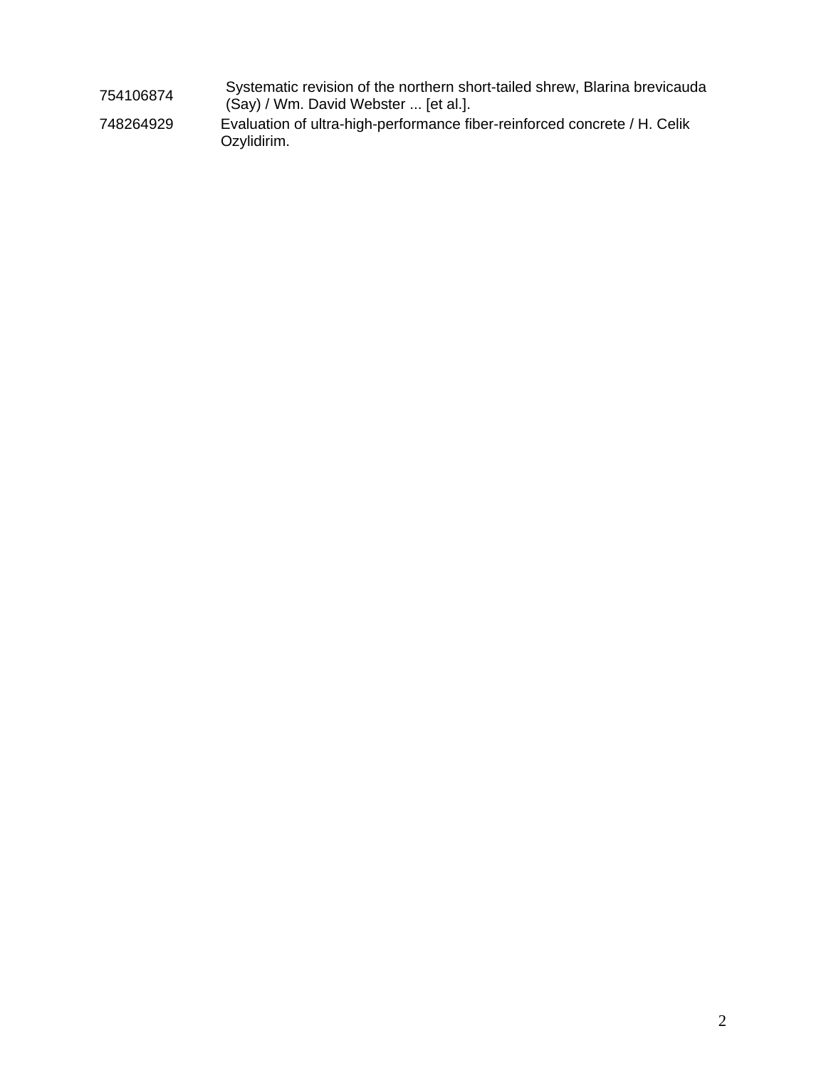| | |
|---|---|
| 754106874 | Systematic revision of the northern short-tailed shrew, Blarina brevicauda (Say) / Wm. David Webster ... [et al.]. |
| 748264929 | Evaluation of ultra-high-performance fiber-reinforced concrete / H. Celik Ozylidirim. |